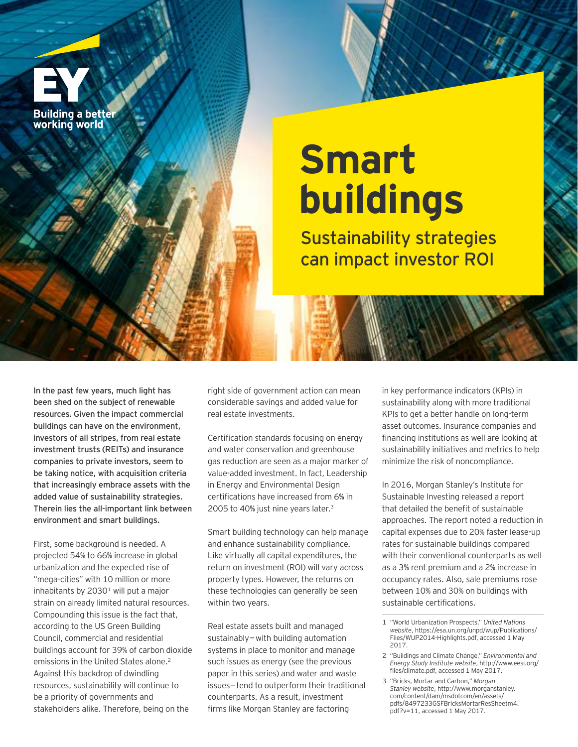EY

Building a better working world

# Smart buildings

## Sustainability strategies can impact investor ROI

**In the past few years, much light has been shed on the subject of renewable resources. Given the impact commercial buildings can have on the environment, investors of all stripes, from real estate investment trusts (REITs) and insurance companies to private investors, seem to be taking notice, with acquisition criteria that increasingly embrace assets with the added value of sustainability strategies. Therein lies the all-important link between environment and smart buildings.**

First, some background is needed. A projected 54% to 66% increase in global urbanization and the expected rise of "mega-cities" with 10 million or more inhabitants by 2030[1] will put a major strain on already limited natural resources. Compounding this issue is the fact that, according to the US Green Building Council, commercial and residential buildings account for 39% of carbon dioxide emissions in the United States alone.[2] Against this backdrop of dwindling resources, sustainability will continue to be a priority of governments and stakeholders alike. Therefore, being on the right side of government action can mean considerable savings and added value for real estate investments.

Certification standards focusing on energy and water conservation and greenhouse gas reduction are seen as a major marker of value-added investment. In fact, Leadership in Energy and Environmental Design certifications have increased from 6% in 2005 to 40% just nine years later.[3]

Smart building technology can help manage and enhance sustainability compliance. Like virtually all capital expenditures, the return on investment (ROI) will vary across property types. However, the returns on these technologies can generally be seen within two years.

Real estate assets built and managed sustainably — with building automation systems in place to monitor and manage such issues as energy (see the previous paper in this series) and water and waste issues — tend to outperform their traditional counterparts. As a result, investment firms like Morgan Stanley are factoring in key performance indicators (KPIs) in sustainability along with more traditional KPIs to get a better handle on long-term asset outcomes. Insurance companies and financing institutions as well are looking at sustainability initiatives and metrics to help minimize the risk of noncompliance.

In 2016, Morgan Stanley's Institute for Sustainable Investing released a report that detailed the benefit of sustainable approaches. The report noted a reduction in capital expenses due to 20% faster lease-up rates for sustainable buildings compared with their conventional counterparts as well as a 3% rent premium and a 2% increase in occupancy rates. Also, sale premiums rose between 10% and 30% on buildings with sustainable certifications.

---

1 "World Urbanization Prospects," *United Nations website*, https://esa.un.org/unpd/wup/Publications/Files/WUP2014-Highlights.pdf, accessed 1 May 2017.

2 "Buildings and Climate Change," *Environmental and Energy Study Institute website*, http://www.eesi.org/files/climate.pdf, accessed 1 May 2017.

3 "Bricks, Mortar and Carbon," *Morgan Stanley website*, http://www.morganstanley.com/content/dam/msdotcom/en/assets/pdfs/8497233GSFBricksMortarResSheetm4.pdf?v=11, accessed 1 May 2017.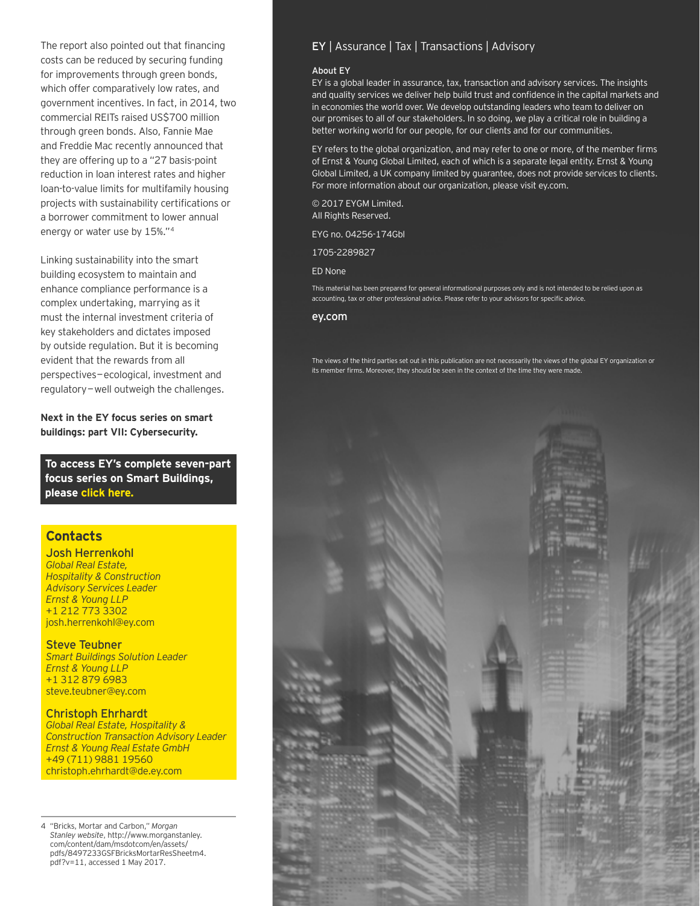The report also pointed out that financing costs can be reduced by securing funding for improvements through green bonds, which offer comparatively low rates, and government incentives. In fact, in 2014, two commercial REITs raised US$700 million through green bonds. Also, Fannie Mae and Freddie Mac recently announced that they are offering up to a "27 basis-point reduction in loan interest rates and higher loan-to-value limits for multifamily housing projects with sustainability certifications or a borrower commitment to lower annual energy or water use by 15%."[4]

Linking sustainability into the smart building ecosystem to maintain and enhance compliance performance is a complex undertaking, marrying as it must the internal investment criteria of key stakeholders and dictates imposed by outside regulation. But it is becoming evident that the rewards from all perspectives—ecological, investment and regulatory—well outweigh the challenges.

**Next in the EY focus series on smart buildings: part VII: Cybersecurity.**

**To access EY's complete seven-part focus series on Smart Buildings, please click here.**

## Contacts

**Josh Herrenkohl**
*Global Real Estate, Hospitality & Construction Advisory Services Leader*
*Ernst & Young LLP*
+1 212 773 3302
josh.herrenkohl@ey.com

**Steve Teubner**
*Smart Buildings Solution Leader*
*Ernst & Young LLP*
+1 312 879 6983
steve.teubner@ey.com

**Christoph Ehrhardt**
*Global Real Estate, Hospitality & Construction Transaction Advisory Leader*
*Ernst & Young Real Estate GmbH*
+49 (711) 9881 19560
christoph.ehrhardt@de.ey.com

4 "Bricks, Mortar and Carbon," *Morgan Stanley website*, http://www.morganstanley.com/content/dam/msdotcom/en/assets/pdfs/8497233GSFBricksMortarResSheetm4.pdf?v=11, accessed 1 May 2017.

## EY | Assurance | Tax | Transactions | Advisory

**About EY**

EY is a global leader in assurance, tax, transaction and advisory services. The insights and quality services we deliver help build trust and confidence in the capital markets and in economies the world over. We develop outstanding leaders who team to deliver on our promises to all of our stakeholders. In so doing, we play a critical role in building a better working world for our people, for our clients and for our communities.

EY refers to the global organization, and may refer to one or more, of the member firms of Ernst & Young Global Limited, each of which is a separate legal entity. Ernst & Young Global Limited, a UK company limited by guarantee, does not provide services to clients. For more information about our organization, please visit ey.com.

© 2017 EYGM Limited.
All Rights Reserved.

EYG no. 04256-174Gbl

1705-2289827

ED None

This material has been prepared for general informational purposes only and is not intended to be relied upon as accounting, tax or other professional advice. Please refer to your advisors for specific advice.

**ey.com**

The views of the third parties set out in this publication are not necessarily the views of the global EY organization or its member firms. Moreover, they should be seen in the context of the time they were made.